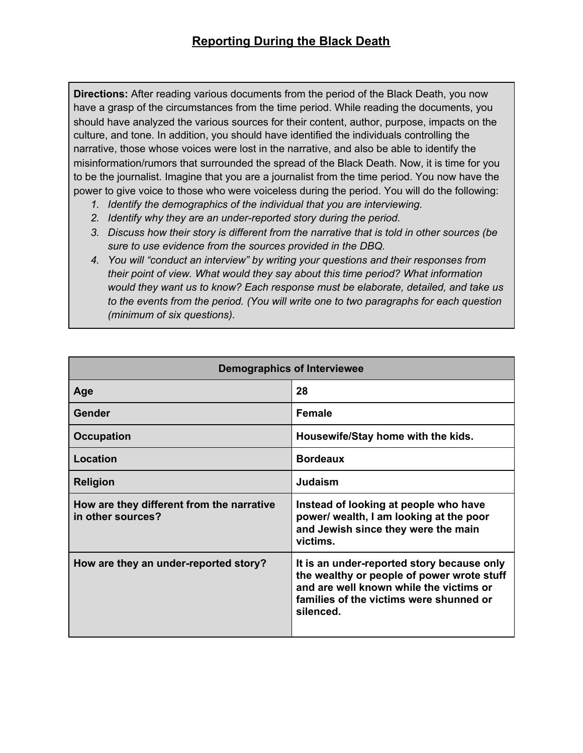# Reporting During the Black Death

**Directions:** After reading various documents from the period of the Black Death, you now have a grasp of the circumstances from the time period. While reading the documents, you should have analyzed the various sources for their content, author, purpose, impacts on the culture, and tone. In addition, you should have identified the individuals controlling the narrative, those whose voices were lost in the narrative, and also be able to identify the misinformation/rumors that surrounded the spread of the Black Death. Now, it is time for you to be the journalist. Imagine that you are a journalist from the time period. You now have the power to give voice to those who were voiceless during the period. You will do the following:

1. *Identify the demographics of the individual that you are interviewing.*
2. *Identify why they are an under-reported story during the period.*
3. *Discuss how their story is different from the narrative that is told in other sources (be sure to use evidence from the sources provided in the DBQ.*
4. *You will "conduct an interview" by writing your questions and their responses from their point of view. What would they say about this time period? What information would they want us to know? Each response must be elaborate, detailed, and take us to the events from the period. (You will write one to two paragraphs for each question (minimum of six questions).*

| Demographics of Interviewee | |
|---|---|
| Age | **28** |
| Gender | **Female** |
| Occupation | **Housewife/Stay home with the kids.** |
| Location | **Bordeaux** |
| Religion | **Judaism** |
| How are they different from the narrative in other sources? | **Instead of looking at people who have power/ wealth, I am looking at the poor and Jewish since they were the main victims.** |
| How are they an under-reported story? | **It is an under-reported story because only the wealthy or people of power wrote stuff and are well known while the victims or families of the victims were shunned or silenced.** |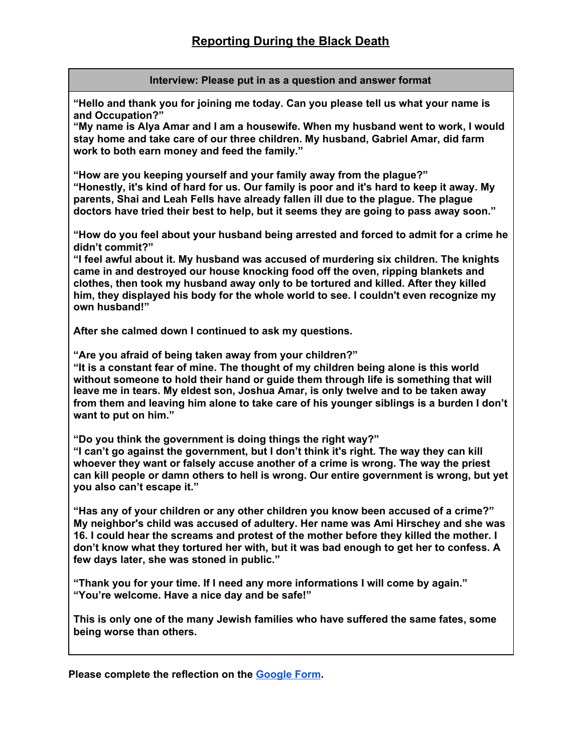## Reporting During the Black Death

**Interview: Please put in as a question and answer format**

**"Hello and thank you for joining me today. Can you please tell us what your name is and Occupation?"**
**"My name is Alya Amar and I am a housewife. When my husband went to work, I would stay home and take care of our three children. My husband, Gabriel Amar, did farm work to both earn money and feed the family."**

**"How are you keeping yourself and your family away from the plague?"**
**"Honestly, it's kind of hard for us. Our family is poor and it's hard to keep it away. My parents, Shai and Leah Fells have already fallen ill due to the plague. The plague doctors have tried their best to help, but it seems they are going to pass away soon."**

**"How do you feel about your husband being arrested and forced to admit for a crime he didn't commit?"**
**"I feel awful about it. My husband was accused of murdering six children. The knights came in and destroyed our house knocking food off the oven, ripping blankets and clothes, then took my husband away only to be tortured and killed. After they killed him, they displayed his body for the whole world to see. I couldn't even recognize my own husband!"**

**After she calmed down I continued to ask my questions.**

**"Are you afraid of being taken away from your children?"**
**"It is a constant fear of mine. The thought of my children being alone is this world without someone to hold their hand or guide them through life is something that will leave me in tears. My eldest son, Joshua Amar, is only twelve and to be taken away from them and leaving him alone to take care of his younger siblings is a burden I don't want to put on him."**

**"Do you think the government is doing things the right way?"**
**"I can't go against the government, but I don't think it's right. The way they can kill whoever they want or falsely accuse another of a crime is wrong. The way the priest can kill people or damn others to hell is wrong. Our entire government is wrong, but yet you also can't escape it."**

**"Has any of your children or any other children you know been accused of a crime?"**
**My neighbor's child was accused of adultery. Her name was Ami Hirschey and she was 16. I could hear the screams and protest of the mother before they killed the mother. I don't know what they tortured her with, but it was bad enough to get her to confess. A few days later, she was stoned in public."**

**"Thank you for your time. If I need any more informations I will come by again."**
**"You're welcome. Have a nice day and be safe!"**

**This is only one of the many Jewish families who have suffered the same fates, some being worse than others.**

**Please complete the reflection on the [Google Form](Google Form).**